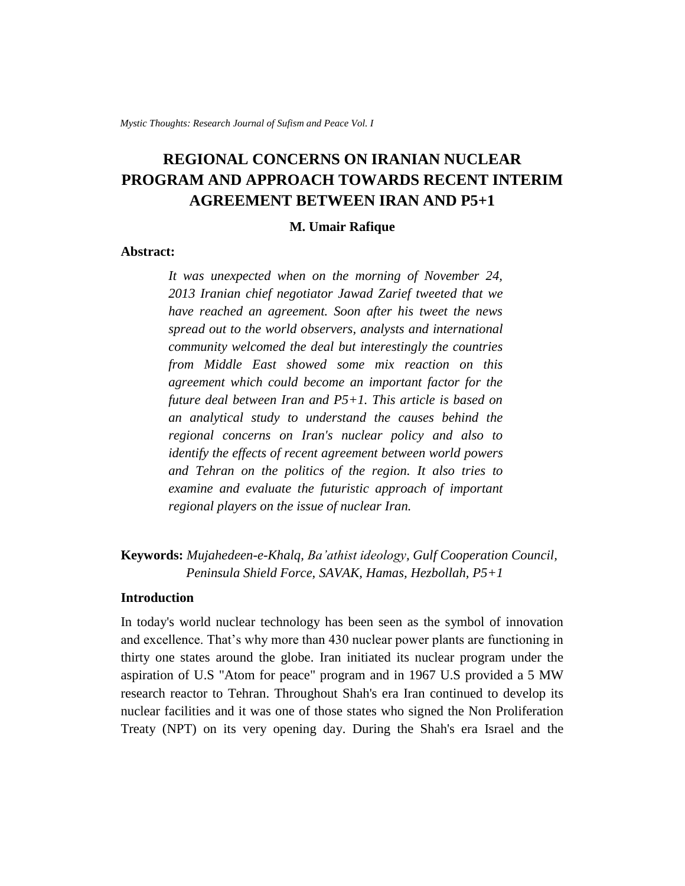# REGIONAL CONCERNS ON IRANIAN NUCLEAR PROGRAM AND APPROACH TOWARDS RECENT INTERIM AGREEMENT BETWEEN IRAN AND P5+1

**M. Umair Rafique**

**Abstract:**

*It was unexpected when on the morning of November 24, 2013 Iranian chief negotiator Jawad Zarief tweeted that we have reached an agreement. Soon after his tweet the news spread out to the world observers, analysts and international community welcomed the deal but interestingly the countries from Middle East showed some mix reaction on this agreement which could become an important factor for the future deal between Iran and P5+1. This article is based on an analytical study to understand the causes behind the regional concerns on Iran's nuclear policy and also to identify the effects of recent agreement between world powers and Tehran on the politics of the region. It also tries to examine and evaluate the futuristic approach of important regional players on the issue of nuclear Iran.*

**Keywords:** *Mujahedeen-e-Khalq, Ba'athist ideology, Gulf Cooperation Council, Peninsula Shield Force, SAVAK, Hamas, Hezbollah, P5+1*

## Introduction

In today's world nuclear technology has been seen as the symbol of innovation and excellence. That's why more than 430 nuclear power plants are functioning in thirty one states around the globe. Iran initiated its nuclear program under the aspiration of U.S "Atom for peace" program and in 1967 U.S provided a 5 MW research reactor to Tehran. Throughout Shah's era Iran continued to develop its nuclear facilities and it was one of those states who signed the Non Proliferation Treaty (NPT) on its very opening day. During the Shah's era Israel and the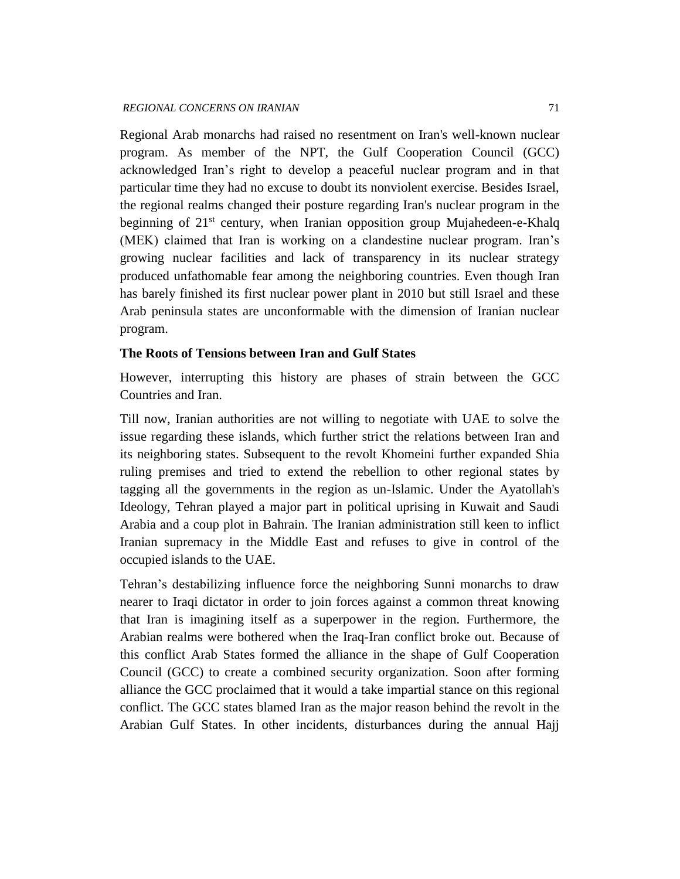Regional Arab monarchs had raised no resentment on Iran's well-known nuclear program. As member of the NPT, the Gulf Cooperation Council (GCC) acknowledged Iran's right to develop a peaceful nuclear program and in that particular time they had no excuse to doubt its nonviolent exercise. Besides Israel, the regional realms changed their posture regarding Iran's nuclear program in the beginning of 21st century, when Iranian opposition group Mujahedeen-e-Khalq (MEK) claimed that Iran is working on a clandestine nuclear program. Iran's growing nuclear facilities and lack of transparency in its nuclear strategy produced unfathomable fear among the neighboring countries. Even though Iran has barely finished its first nuclear power plant in 2010 but still Israel and these Arab peninsula states are unconformable with the dimension of Iranian nuclear program.

### The Roots of Tensions between Iran and Gulf States

However, interrupting this history are phases of strain between the GCC Countries and Iran.

Till now, Iranian authorities are not willing to negotiate with UAE to solve the issue regarding these islands, which further strict the relations between Iran and its neighboring states. Subsequent to the revolt Khomeini further expanded Shia ruling premises and tried to extend the rebellion to other regional states by tagging all the governments in the region as un-Islamic. Under the Ayatollah's Ideology, Tehran played a major part in political uprising in Kuwait and Saudi Arabia and a coup plot in Bahrain. The Iranian administration still keen to inflict Iranian supremacy in the Middle East and refuses to give in control of the occupied islands to the UAE.

Tehran's destabilizing influence force the neighboring Sunni monarchs to draw nearer to Iraqi dictator in order to join forces against a common threat knowing that Iran is imagining itself as a superpower in the region. Furthermore, the Arabian realms were bothered when the Iraq-Iran conflict broke out. Because of this conflict Arab States formed the alliance in the shape of Gulf Cooperation Council (GCC) to create a combined security organization. Soon after forming alliance the GCC proclaimed that it would a take impartial stance on this regional conflict. The GCC states blamed Iran as the major reason behind the revolt in the Arabian Gulf States. In other incidents, disturbances during the annual Hajj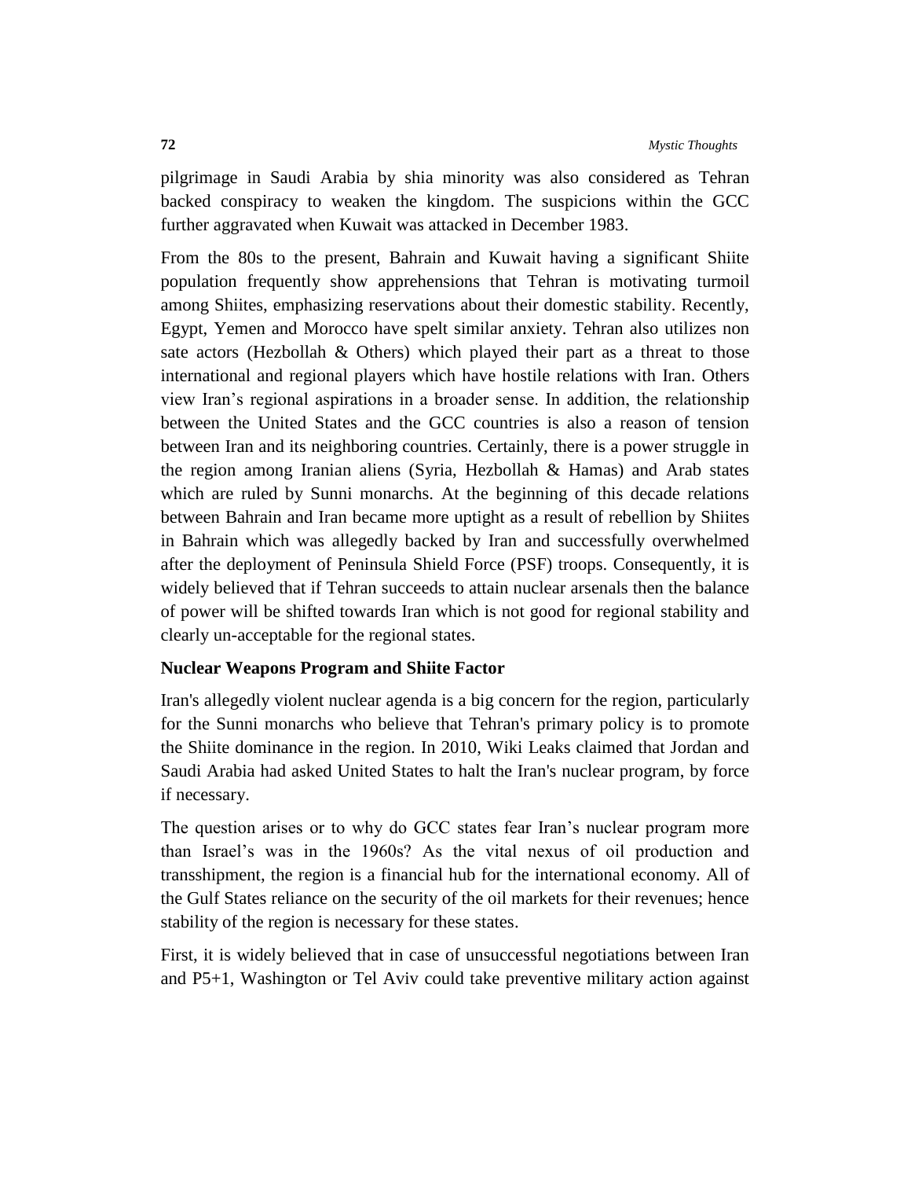pilgrimage in Saudi Arabia by shia minority was also considered as Tehran backed conspiracy to weaken the kingdom. The suspicions within the GCC further aggravated when Kuwait was attacked in December 1983.

From the 80s to the present, Bahrain and Kuwait having a significant Shiite population frequently show apprehensions that Tehran is motivating turmoil among Shiites, emphasizing reservations about their domestic stability. Recently, Egypt, Yemen and Morocco have spelt similar anxiety. Tehran also utilizes non sate actors (Hezbollah & Others) which played their part as a threat to those international and regional players which have hostile relations with Iran. Others view Iran's regional aspirations in a broader sense. In addition, the relationship between the United States and the GCC countries is also a reason of tension between Iran and its neighboring countries. Certainly, there is a power struggle in the region among Iranian aliens (Syria, Hezbollah & Hamas) and Arab states which are ruled by Sunni monarchs. At the beginning of this decade relations between Bahrain and Iran became more uptight as a result of rebellion by Shiites in Bahrain which was allegedly backed by Iran and successfully overwhelmed after the deployment of Peninsula Shield Force (PSF) troops. Consequently, it is widely believed that if Tehran succeeds to attain nuclear arsenals then the balance of power will be shifted towards Iran which is not good for regional stability and clearly un-acceptable for the regional states.

**Nuclear Weapons Program and Shiite Factor**

Iran's allegedly violent nuclear agenda is a big concern for the region, particularly for the Sunni monarchs who believe that Tehran's primary policy is to promote the Shiite dominance in the region. In 2010, Wiki Leaks claimed that Jordan and Saudi Arabia had asked United States to halt the Iran's nuclear program, by force if necessary.

The question arises or to why do GCC states fear Iran's nuclear program more than Israel's was in the 1960s? As the vital nexus of oil production and transshipment, the region is a financial hub for the international economy. All of the Gulf States reliance on the security of the oil markets for their revenues; hence stability of the region is necessary for these states.

First, it is widely believed that in case of unsuccessful negotiations between Iran and P5+1, Washington or Tel Aviv could take preventive military action against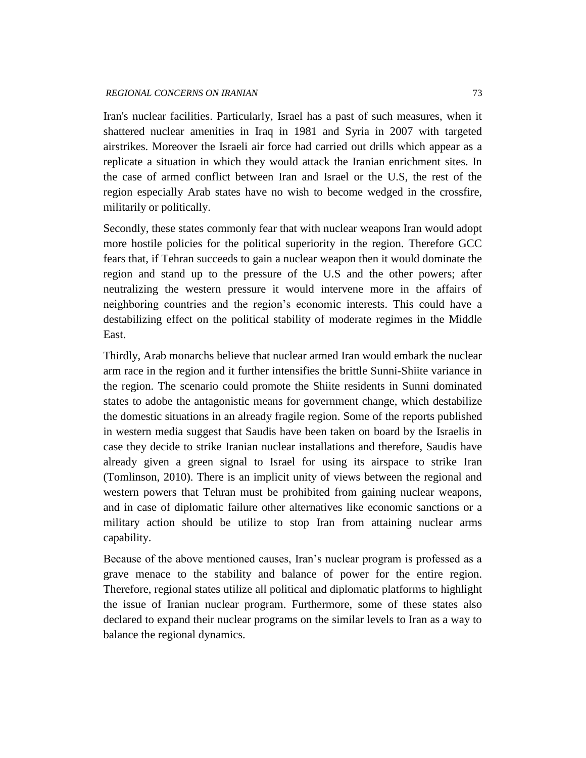Iran's nuclear facilities. Particularly, Israel has a past of such measures, when it shattered nuclear amenities in Iraq in 1981 and Syria in 2007 with targeted airstrikes. Moreover the Israeli air force had carried out drills which appear as a replicate a situation in which they would attack the Iranian enrichment sites. In the case of armed conflict between Iran and Israel or the U.S, the rest of the region especially Arab states have no wish to become wedged in the crossfire, militarily or politically.

Secondly, these states commonly fear that with nuclear weapons Iran would adopt more hostile policies for the political superiority in the region. Therefore GCC fears that, if Tehran succeeds to gain a nuclear weapon then it would dominate the region and stand up to the pressure of the U.S and the other powers; after neutralizing the western pressure it would intervene more in the affairs of neighboring countries and the region's economic interests. This could have a destabilizing effect on the political stability of moderate regimes in the Middle East.

Thirdly, Arab monarchs believe that nuclear armed Iran would embark the nuclear arm race in the region and it further intensifies the brittle Sunni-Shiite variance in the region. The scenario could promote the Shiite residents in Sunni dominated states to adobe the antagonistic means for government change, which destabilize the domestic situations in an already fragile region. Some of the reports published in western media suggest that Saudis have been taken on board by the Israelis in case they decide to strike Iranian nuclear installations and therefore, Saudis have already given a green signal to Israel for using its airspace to strike Iran (Tomlinson, 2010). There is an implicit unity of views between the regional and western powers that Tehran must be prohibited from gaining nuclear weapons, and in case of diplomatic failure other alternatives like economic sanctions or a military action should be utilize to stop Iran from attaining nuclear arms capability.

Because of the above mentioned causes, Iran's nuclear program is professed as a grave menace to the stability and balance of power for the entire region. Therefore, regional states utilize all political and diplomatic platforms to highlight the issue of Iranian nuclear program. Furthermore, some of these states also declared to expand their nuclear programs on the similar levels to Iran as a way to balance the regional dynamics.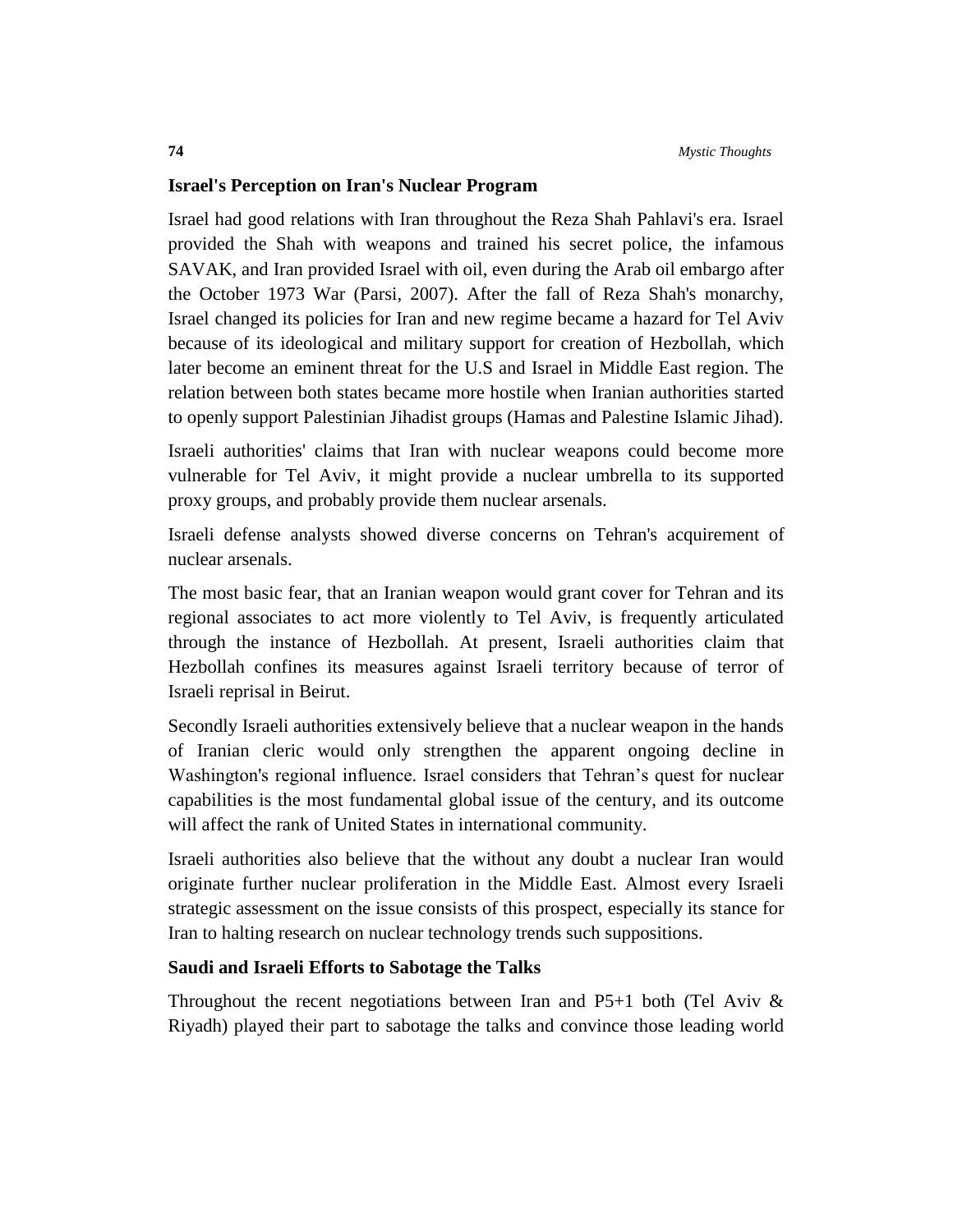### Israel's Perception on Iran's Nuclear Program

Israel had good relations with Iran throughout the Reza Shah Pahlavi's era. Israel provided the Shah with weapons and trained his secret police, the infamous SAVAK, and Iran provided Israel with oil, even during the Arab oil embargo after the October 1973 War (Parsi, 2007). After the fall of Reza Shah's monarchy, Israel changed its policies for Iran and new regime became a hazard for Tel Aviv because of its ideological and military support for creation of Hezbollah, which later become an eminent threat for the U.S and Israel in Middle East region. The relation between both states became more hostile when Iranian authorities started to openly support Palestinian Jihadist groups (Hamas and Palestine Islamic Jihad).

Israeli authorities' claims that Iran with nuclear weapons could become more vulnerable for Tel Aviv, it might provide a nuclear umbrella to its supported proxy groups, and probably provide them nuclear arsenals.

Israeli defense analysts showed diverse concerns on Tehran's acquirement of nuclear arsenals.

The most basic fear, that an Iranian weapon would grant cover for Tehran and its regional associates to act more violently to Tel Aviv, is frequently articulated through the instance of Hezbollah. At present, Israeli authorities claim that Hezbollah confines its measures against Israeli territory because of terror of Israeli reprisal in Beirut.

Secondly Israeli authorities extensively believe that a nuclear weapon in the hands of Iranian cleric would only strengthen the apparent ongoing decline in Washington's regional influence. Israel considers that Tehran's quest for nuclear capabilities is the most fundamental global issue of the century, and its outcome will affect the rank of United States in international community.

Israeli authorities also believe that the without any doubt a nuclear Iran would originate further nuclear proliferation in the Middle East. Almost every Israeli strategic assessment on the issue consists of this prospect, especially its stance for Iran to halting research on nuclear technology trends such suppositions.

### Saudi and Israeli Efforts to Sabotage the Talks

Throughout the recent negotiations between Iran and P5+1 both (Tel Aviv & Riyadh) played their part to sabotage the talks and convince those leading world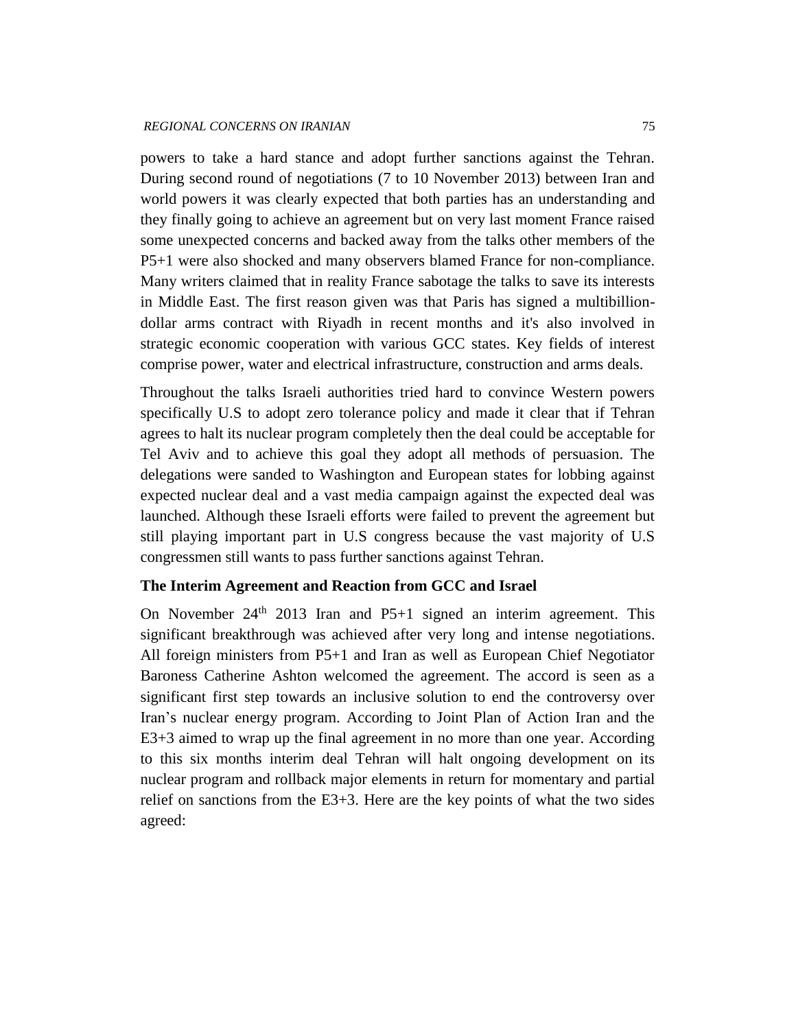powers to take a hard stance and adopt further sanctions against the Tehran. During second round of negotiations (7 to 10 November 2013) between Iran and world powers it was clearly expected that both parties has an understanding and they finally going to achieve an agreement but on very last moment France raised some unexpected concerns and backed away from the talks other members of the P5+1 were also shocked and many observers blamed France for non-compliance. Many writers claimed that in reality France sabotage the talks to save its interests in Middle East. The first reason given was that Paris has signed a multibillion-dollar arms contract with Riyadh in recent months and it's also involved in strategic economic cooperation with various GCC states. Key fields of interest comprise power, water and electrical infrastructure, construction and arms deals.

Throughout the talks Israeli authorities tried hard to convince Western powers specifically U.S to adopt zero tolerance policy and made it clear that if Tehran agrees to halt its nuclear program completely then the deal could be acceptable for Tel Aviv and to achieve this goal they adopt all methods of persuasion. The delegations were sanded to Washington and European states for lobbing against expected nuclear deal and a vast media campaign against the expected deal was launched. Although these Israeli efforts were failed to prevent the agreement but still playing important part in U.S congress because the vast majority of U.S congressmen still wants to pass further sanctions against Tehran.

### The Interim Agreement and Reaction from GCC and Israel

On November 24th 2013 Iran and P5+1 signed an interim agreement. This significant breakthrough was achieved after very long and intense negotiations. All foreign ministers from P5+1 and Iran as well as European Chief Negotiator Baroness Catherine Ashton welcomed the agreement. The accord is seen as a significant first step towards an inclusive solution to end the controversy over Iran's nuclear energy program. According to Joint Plan of Action Iran and the E3+3 aimed to wrap up the final agreement in no more than one year. According to this six months interim deal Tehran will halt ongoing development on its nuclear program and rollback major elements in return for momentary and partial relief on sanctions from the E3+3. Here are the key points of what the two sides agreed: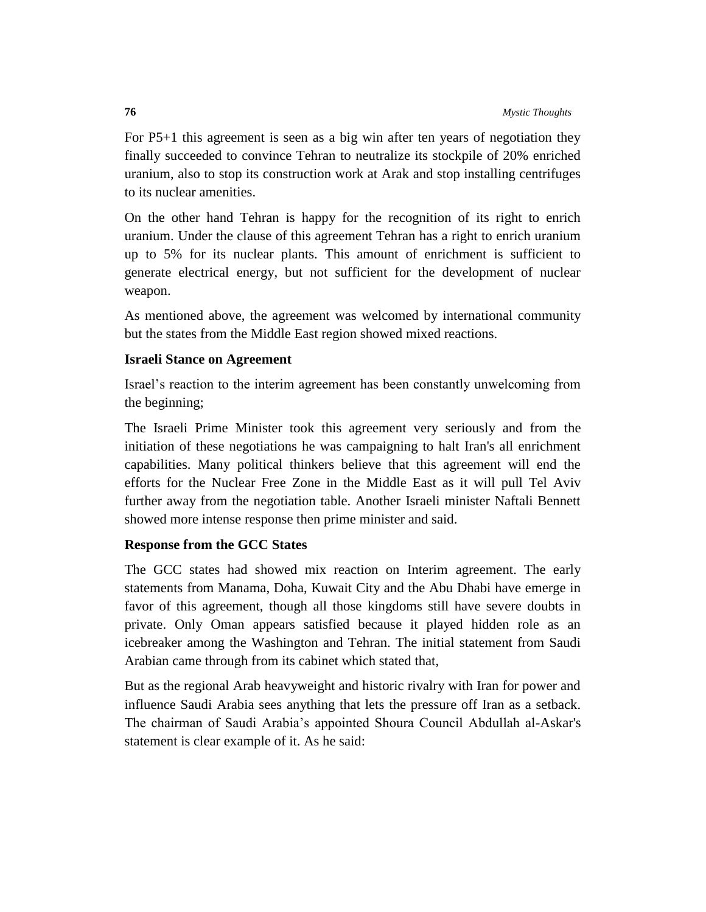For P5+1 this agreement is seen as a big win after ten years of negotiation they finally succeeded to convince Tehran to neutralize its stockpile of 20% enriched uranium, also to stop its construction work at Arak and stop installing centrifuges to its nuclear amenities.

On the other hand Tehran is happy for the recognition of its right to enrich uranium. Under the clause of this agreement Tehran has a right to enrich uranium up to 5% for its nuclear plants. This amount of enrichment is sufficient to generate electrical energy, but not sufficient for the development of nuclear weapon.

As mentioned above, the agreement was welcomed by international community but the states from the Middle East region showed mixed reactions.

### Israeli Stance on Agreement

Israel's reaction to the interim agreement has been constantly unwelcoming from the beginning;

The Israeli Prime Minister took this agreement very seriously and from the initiation of these negotiations he was campaigning to halt Iran's all enrichment capabilities. Many political thinkers believe that this agreement will end the efforts for the Nuclear Free Zone in the Middle East as it will pull Tel Aviv further away from the negotiation table. Another Israeli minister Naftali Bennett showed more intense response then prime minister and said.

### Response from the GCC States

The GCC states had showed mix reaction on Interim agreement. The early statements from Manama, Doha, Kuwait City and the Abu Dhabi have emerge in favor of this agreement, though all those kingdoms still have severe doubts in private. Only Oman appears satisfied because it played hidden role as an icebreaker among the Washington and Tehran. The initial statement from Saudi Arabian came through from its cabinet which stated that,

But as the regional Arab heavyweight and historic rivalry with Iran for power and influence Saudi Arabia sees anything that lets the pressure off Iran as a setback. The chairman of Saudi Arabia's appointed Shoura Council Abdullah al-Askar's statement is clear example of it. As he said: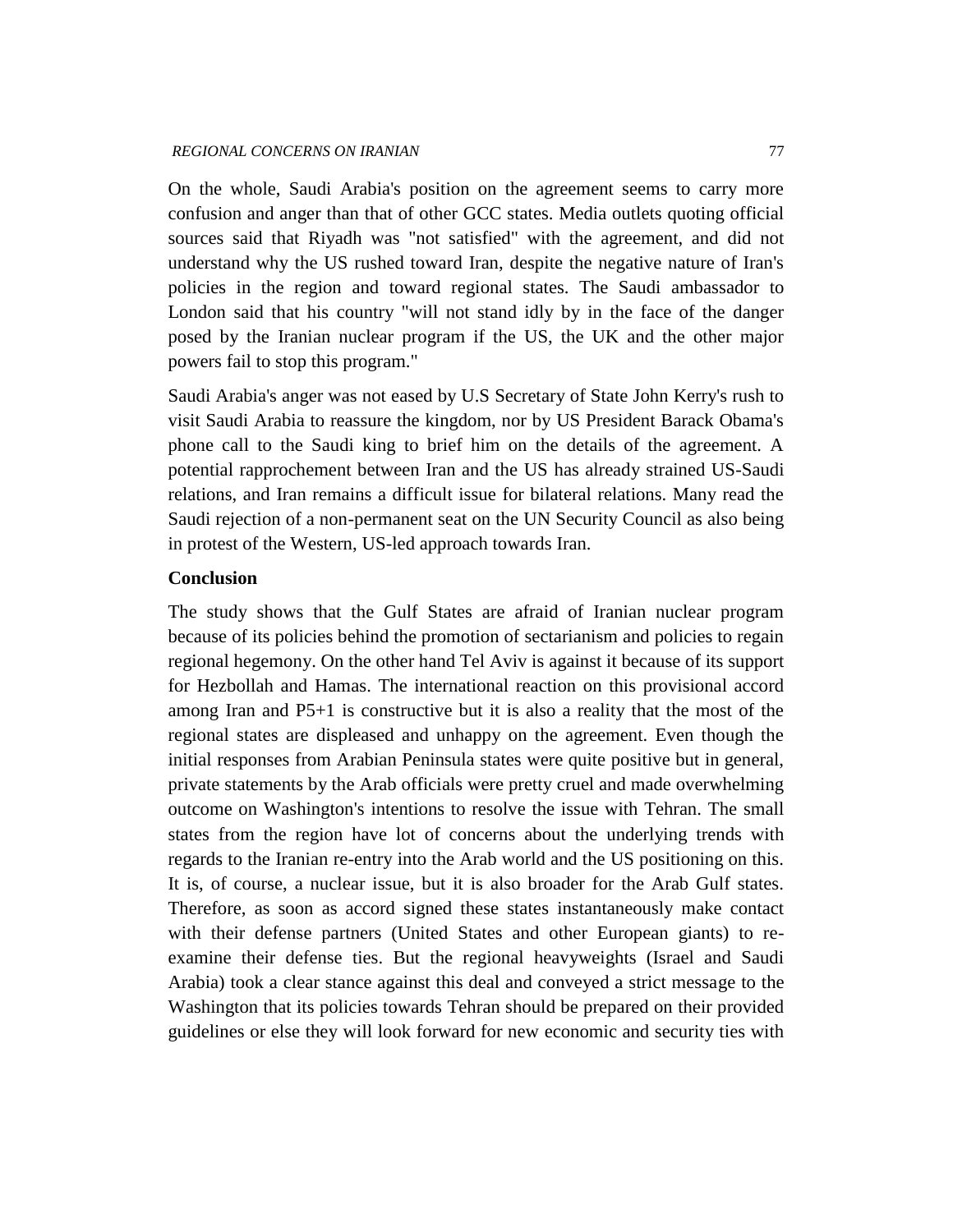On the whole, Saudi Arabia's position on the agreement seems to carry more confusion and anger than that of other GCC states. Media outlets quoting official sources said that Riyadh was "not satisfied" with the agreement, and did not understand why the US rushed toward Iran, despite the negative nature of Iran's policies in the region and toward regional states. The Saudi ambassador to London said that his country "will not stand idly by in the face of the danger posed by the Iranian nuclear program if the US, the UK and the other major powers fail to stop this program."

Saudi Arabia's anger was not eased by U.S Secretary of State John Kerry's rush to visit Saudi Arabia to reassure the kingdom, nor by US President Barack Obama's phone call to the Saudi king to brief him on the details of the agreement. A potential rapprochement between Iran and the US has already strained US-Saudi relations, and Iran remains a difficult issue for bilateral relations. Many read the Saudi rejection of a non-permanent seat on the UN Security Council as also being in protest of the Western, US-led approach towards Iran.

**Conclusion**

The study shows that the Gulf States are afraid of Iranian nuclear program because of its policies behind the promotion of sectarianism and policies to regain regional hegemony. On the other hand Tel Aviv is against it because of its support for Hezbollah and Hamas. The international reaction on this provisional accord among Iran and P5+1 is constructive but it is also a reality that the most of the regional states are displeased and unhappy on the agreement. Even though the initial responses from Arabian Peninsula states were quite positive but in general, private statements by the Arab officials were pretty cruel and made overwhelming outcome on Washington's intentions to resolve the issue with Tehran. The small states from the region have lot of concerns about the underlying trends with regards to the Iranian re-entry into the Arab world and the US positioning on this. It is, of course, a nuclear issue, but it is also broader for the Arab Gulf states. Therefore, as soon as accord signed these states instantaneously make contact with their defense partners (United States and other European giants) to re-examine their defense ties. But the regional heavyweights (Israel and Saudi Arabia) took a clear stance against this deal and conveyed a strict message to the Washington that its policies towards Tehran should be prepared on their provided guidelines or else they will look forward for new economic and security ties with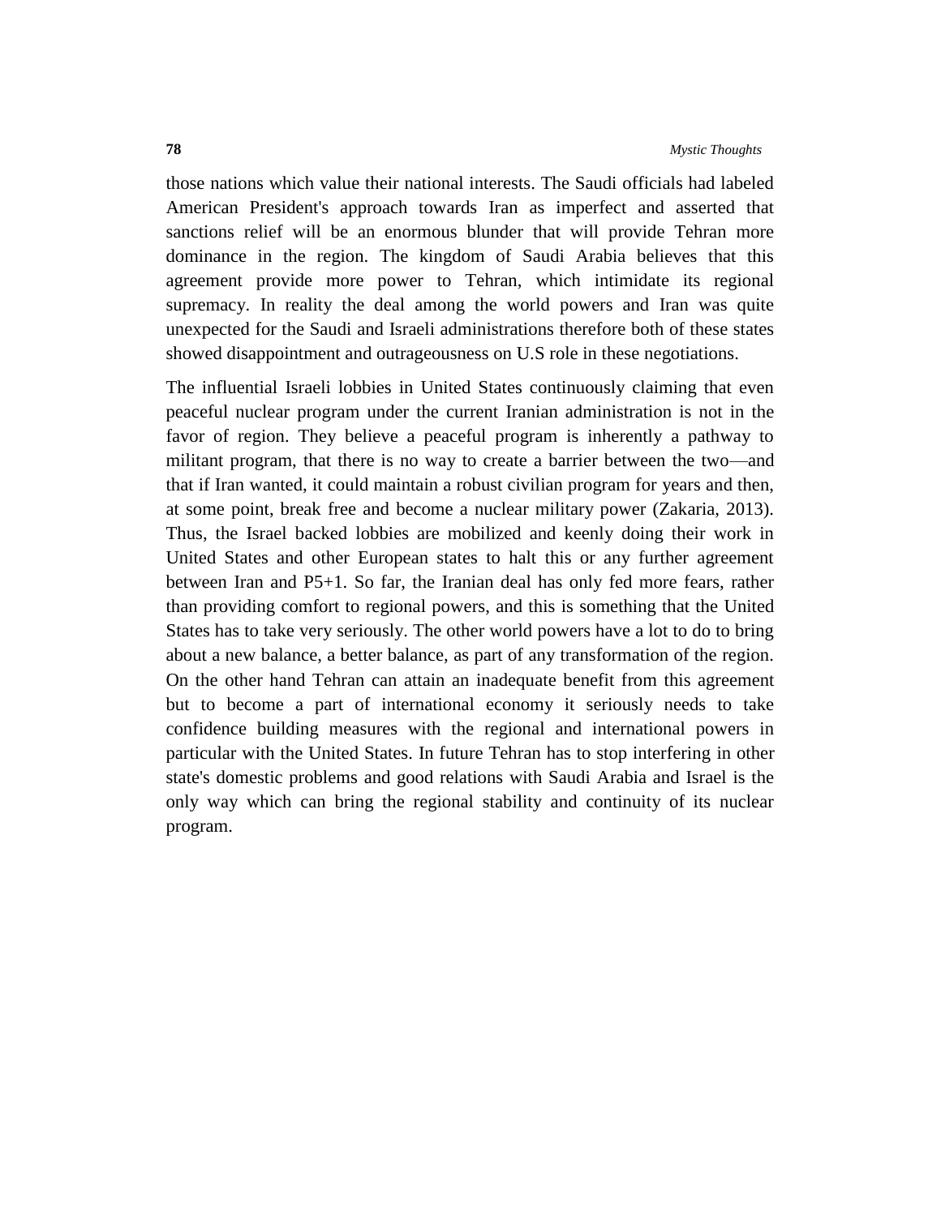those nations which value their national interests. The Saudi officials had labeled American President's approach towards Iran as imperfect and asserted that sanctions relief will be an enormous blunder that will provide Tehran more dominance in the region. The kingdom of Saudi Arabia believes that this agreement provide more power to Tehran, which intimidate its regional supremacy. In reality the deal among the world powers and Iran was quite unexpected for the Saudi and Israeli administrations therefore both of these states showed disappointment and outrageousness on U.S role in these negotiations.

The influential Israeli lobbies in United States continuously claiming that even peaceful nuclear program under the current Iranian administration is not in the favor of region. They believe a peaceful program is inherently a pathway to militant program, that there is no way to create a barrier between the two—and that if Iran wanted, it could maintain a robust civilian program for years and then, at some point, break free and become a nuclear military power (Zakaria, 2013). Thus, the Israel backed lobbies are mobilized and keenly doing their work in United States and other European states to halt this or any further agreement between Iran and P5+1. So far, the Iranian deal has only fed more fears, rather than providing comfort to regional powers, and this is something that the United States has to take very seriously. The other world powers have a lot to do to bring about a new balance, a better balance, as part of any transformation of the region. On the other hand Tehran can attain an inadequate benefit from this agreement but to become a part of international economy it seriously needs to take confidence building measures with the regional and international powers in particular with the United States. In future Tehran has to stop interfering in other state's domestic problems and good relations with Saudi Arabia and Israel is the only way which can bring the regional stability and continuity of its nuclear program.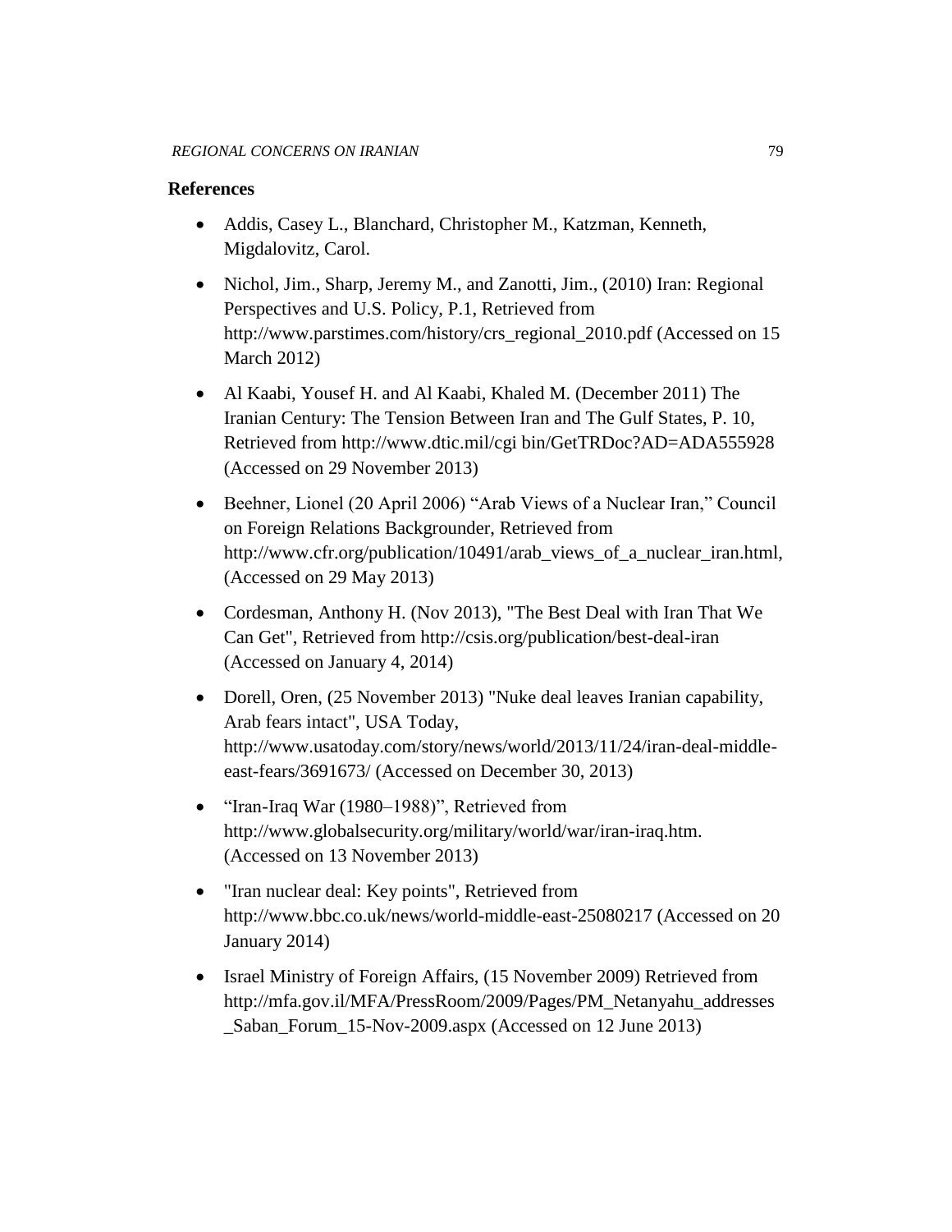## References

- Addis, Casey L., Blanchard, Christopher M., Katzman, Kenneth, Migdalovitz, Carol.
- Nichol, Jim., Sharp, Jeremy M., and Zanotti, Jim., (2010) Iran: Regional Perspectives and U.S. Policy, P.1, Retrieved from http://www.parstimes.com/history/crs_regional_2010.pdf (Accessed on 15 March 2012)
- Al Kaabi, Yousef H. and Al Kaabi, Khaled M. (December 2011) The Iranian Century: The Tension Between Iran and The Gulf States, P. 10, Retrieved from http://www.dtic.mil/cgi bin/GetTRDoc?AD=ADA555928 (Accessed on 29 November 2013)
- Beehner, Lionel (20 April 2006) "Arab Views of a Nuclear Iran," Council on Foreign Relations Backgrounder, Retrieved from http://www.cfr.org/publication/10491/arab_views_of_a_nuclear_iran.html, (Accessed on 29 May 2013)
- Cordesman, Anthony H. (Nov 2013), "The Best Deal with Iran That We Can Get", Retrieved from http://csis.org/publication/best-deal-iran (Accessed on January 4, 2014)
- Dorell, Oren, (25 November 2013) "Nuke deal leaves Iranian capability, Arab fears intact", USA Today, http://www.usatoday.com/story/news/world/2013/11/24/iran-deal-middle-east-fears/3691673/ (Accessed on December 30, 2013)
- "Iran-Iraq War (1980–1988)", Retrieved from http://www.globalsecurity.org/military/world/war/iran-iraq.htm. (Accessed on 13 November 2013)
- "Iran nuclear deal: Key points", Retrieved from http://www.bbc.co.uk/news/world-middle-east-25080217 (Accessed on 20 January 2014)
- Israel Ministry of Foreign Affairs, (15 November 2009) Retrieved from http://mfa.gov.il/MFA/PressRoom/2009/Pages/PM_Netanyahu_addresses_Saban_Forum_15-Nov-2009.aspx (Accessed on 12 June 2013)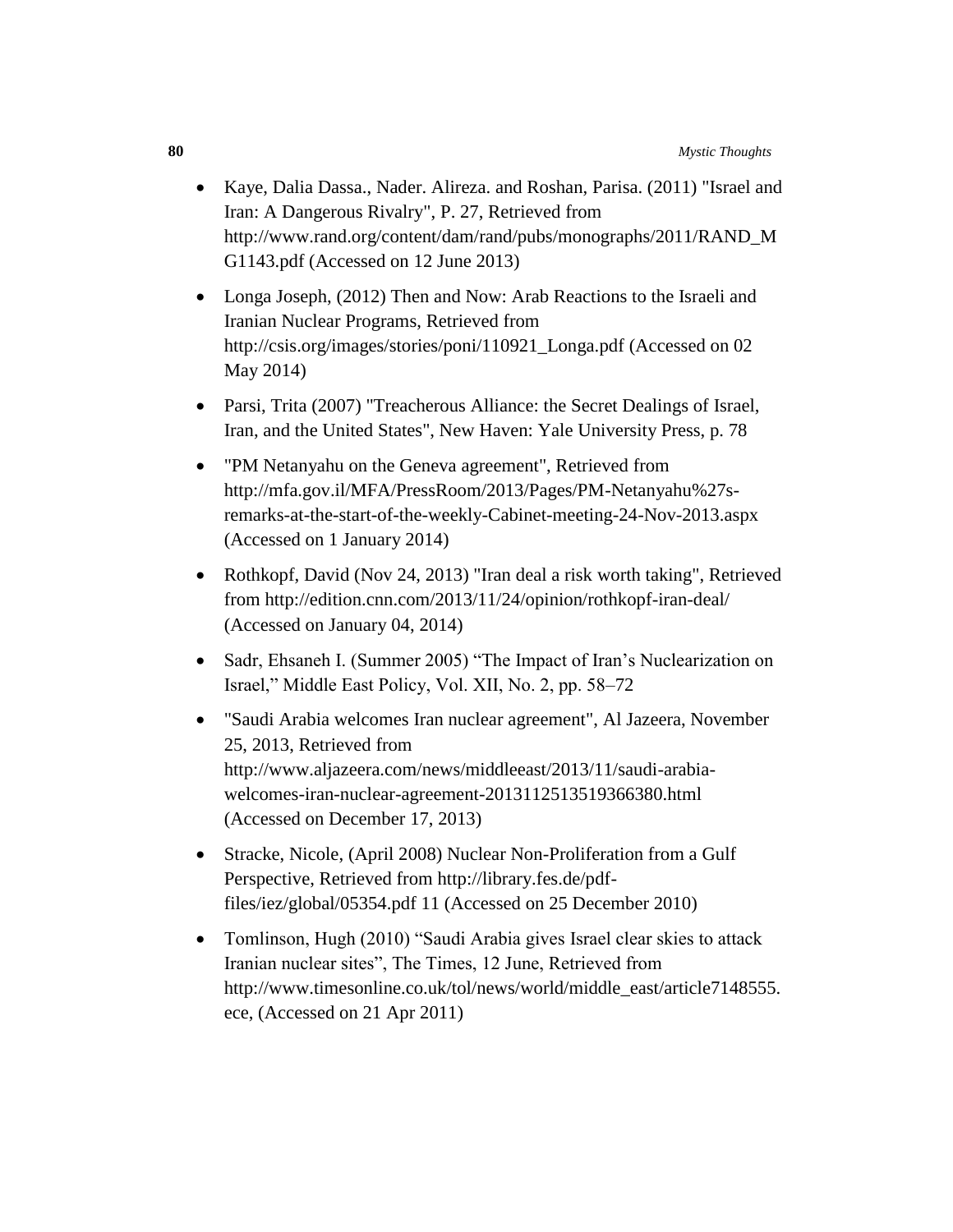- Kaye, Dalia Dassa., Nader. Alireza. and Roshan, Parisa. (2011) "Israel and Iran: A Dangerous Rivalry", P. 27, Retrieved from http://www.rand.org/content/dam/rand/pubs/monographs/2011/RAND_MG1143.pdf (Accessed on 12 June 2013)
- Longa Joseph, (2012) Then and Now: Arab Reactions to the Israeli and Iranian Nuclear Programs, Retrieved from http://csis.org/images/stories/poni/110921_Longa.pdf (Accessed on 02 May 2014)
- Parsi, Trita (2007) "Treacherous Alliance: the Secret Dealings of Israel, Iran, and the United States", New Haven: Yale University Press, p. 78
- "PM Netanyahu on the Geneva agreement", Retrieved from http://mfa.gov.il/MFA/PressRoom/2013/Pages/PM-Netanyahu%27s-remarks-at-the-start-of-the-weekly-Cabinet-meeting-24-Nov-2013.aspx (Accessed on 1 January 2014)
- Rothkopf, David (Nov 24, 2013) "Iran deal a risk worth taking", Retrieved from http://edition.cnn.com/2013/11/24/opinion/rothkopf-iran-deal/ (Accessed on January 04, 2014)
- Sadr, Ehsaneh I. (Summer 2005) "The Impact of Iran's Nuclearization on Israel," Middle East Policy, Vol. XII, No. 2, pp. 58–72
- "Saudi Arabia welcomes Iran nuclear agreement", Al Jazeera, November 25, 2013, Retrieved from http://www.aljazeera.com/news/middleeast/2013/11/saudi-arabia-welcomes-iran-nuclear-agreement-2013112513519366380.html (Accessed on December 17, 2013)
- Stracke, Nicole, (April 2008) Nuclear Non-Proliferation from a Gulf Perspective, Retrieved from http://library.fes.de/pdf-files/iez/global/05354.pdf 11 (Accessed on 25 December 2010)
- Tomlinson, Hugh (2010) "Saudi Arabia gives Israel clear skies to attack Iranian nuclear sites", The Times, 12 June, Retrieved from http://www.timesonline.co.uk/tol/news/world/middle_east/article7148555.ece, (Accessed on 21 Apr 2011)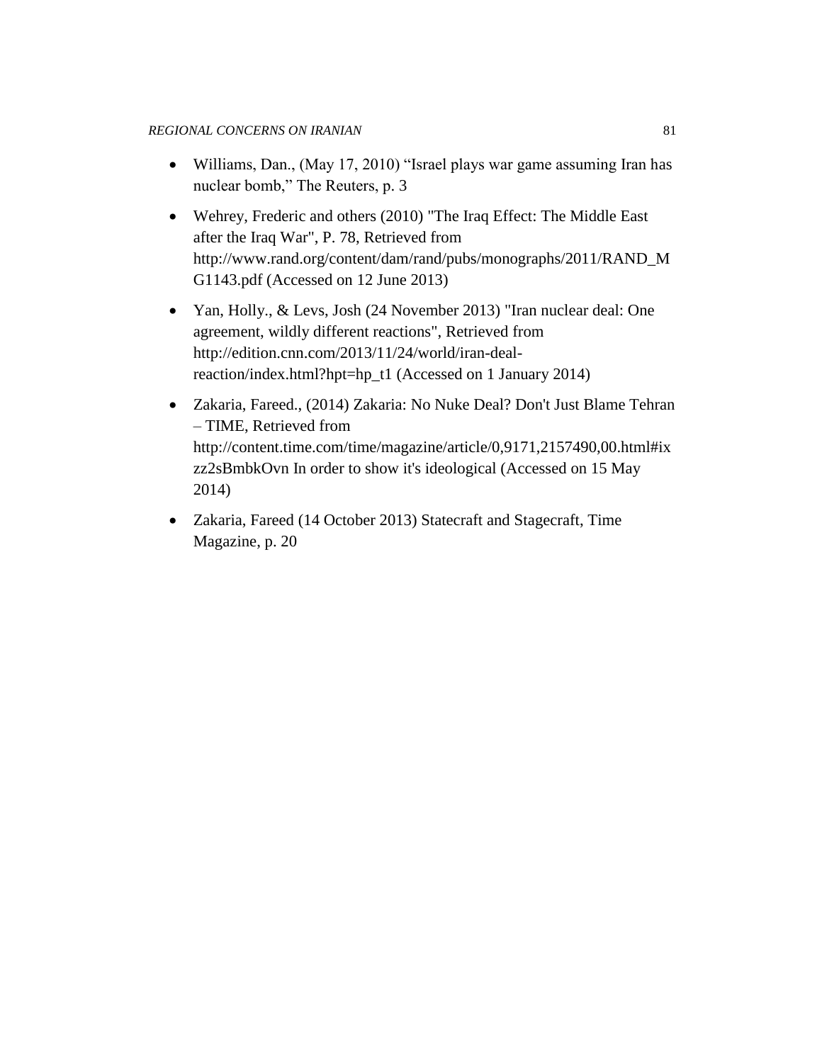- Williams, Dan., (May 17, 2010) “Israel plays war game assuming Iran has nuclear bomb,” The Reuters, p. 3
- Wehrey, Frederic and others (2010) "The Iraq Effect: The Middle East after the Iraq War", P. 78, Retrieved from http://www.rand.org/content/dam/rand/pubs/monographs/2011/RAND_MG1143.pdf (Accessed on 12 June 2013)
- Yan, Holly., & Levs, Josh (24 November 2013) "Iran nuclear deal: One agreement, wildly different reactions", Retrieved from http://edition.cnn.com/2013/11/24/world/iran-deal-reaction/index.html?hpt=hp_t1 (Accessed on 1 January 2014)
- Zakaria, Fareed., (2014) Zakaria: No Nuke Deal? Don't Just Blame Tehran – TIME, Retrieved from http://content.time.com/time/magazine/article/0,9171,2157490,00.html#ixzz2sBmbkOvn In order to show it's ideological (Accessed on 15 May 2014)
- Zakaria, Fareed (14 October 2013) Statecraft and Stagecraft, Time Magazine, p. 20